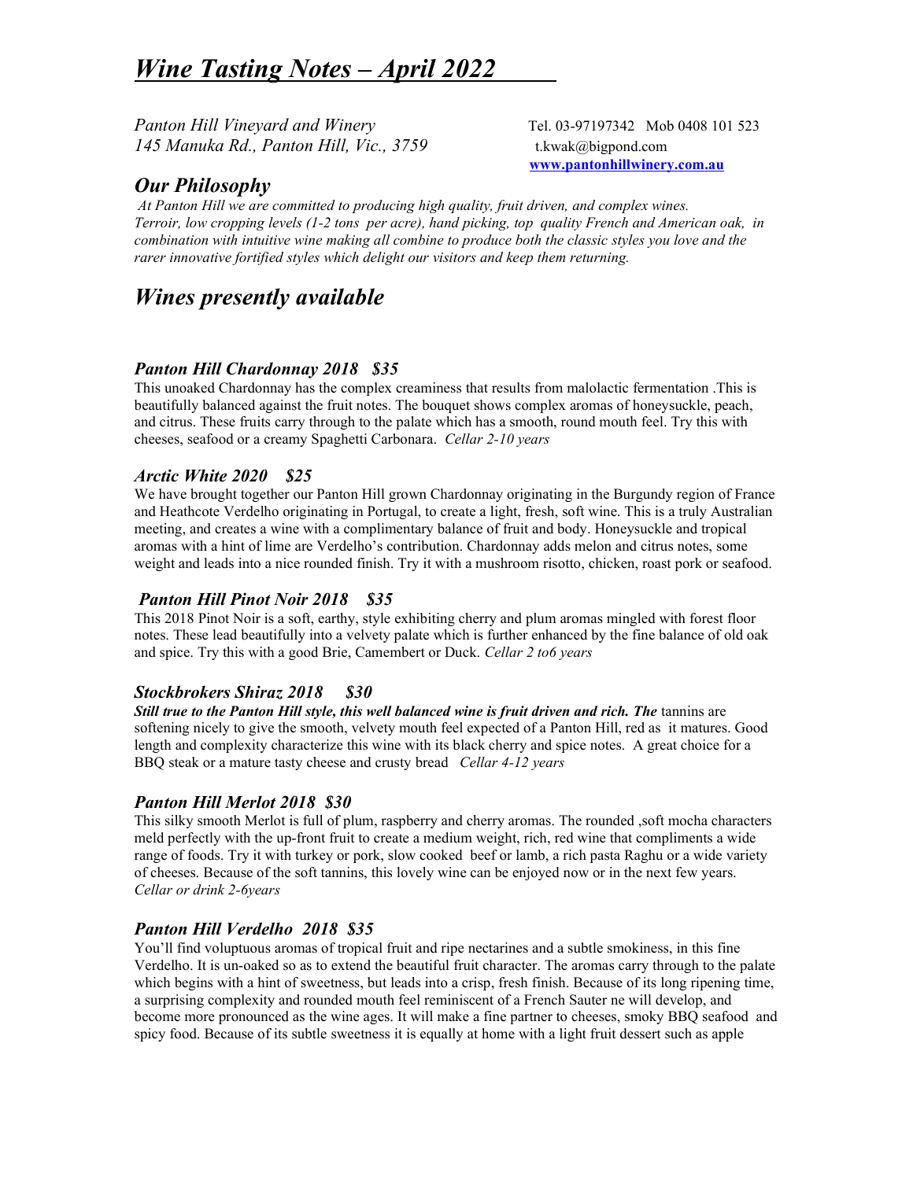# *Wine Tasting Notes – April 2022*

*Panton Hill Vineyard and Winery*
*145 Manuka Rd., Panton Hill, Vic., 3759*

Tel. 03-97197342 Mob 0408 101 523
t.kwak@bigpond.com
**www.pantonhillwinery.com.au**

## *Our Philosophy*

*At Panton Hill we are committed to producing high quality, fruit driven, and complex wines. Terroir, low cropping levels (1-2 tons per acre), hand picking, top quality French and American oak, in combination with intuitive wine making all combine to produce both the classic styles you love and the rarer innovative fortified styles which delight our visitors and keep them returning.*

## *Wines presently available*

### *Panton Hill Chardonnay 2018 $35*

This unoaked Chardonnay has the complex creaminess that results from malolactic fermentation .This is beautifully balanced against the fruit notes. The bouquet shows complex aromas of honeysuckle, peach, and citrus. These fruits carry through to the palate which has a smooth, round mouth feel. Try this with cheeses, seafood or a creamy Spaghetti Carbonara. *Cellar 2-10 years*

### *Arctic White 2020 $25*

We have brought together our Panton Hill grown Chardonnay originating in the Burgundy region of France and Heathcote Verdelho originating in Portugal, to create a light, fresh, soft wine. This is a truly Australian meeting, and creates a wine with a complimentary balance of fruit and body. Honeysuckle and tropical aromas with a hint of lime are Verdelho's contribution. Chardonnay adds melon and citrus notes, some weight and leads into a nice rounded finish. Try it with a mushroom risotto, chicken, roast pork or seafood.

### *Panton Hill Pinot Noir 2018 $35*

This 2018 Pinot Noir is a soft, earthy, style exhibiting cherry and plum aromas mingled with forest floor notes. These lead beautifully into a velvety palate which is further enhanced by the fine balance of old oak and spice. Try this with a good Brie, Camembert or Duck. *Cellar 2 to6 years*

### *Stockbrokers Shiraz 2018 $30*

***Still true to the Panton Hill style, this well balanced wine is fruit driven and rich. The*** tannins are softening nicely to give the smooth, velvety mouth feel expected of a Panton Hill, red as it matures. Good length and complexity characterize this wine with its black cherry and spice notes. A great choice for a BBQ steak or a mature tasty cheese and crusty bread *Cellar 4-12 years*

### *Panton Hill Merlot 2018 $30*

This silky smooth Merlot is full of plum, raspberry and cherry aromas. The rounded ,soft mocha characters meld perfectly with the up-front fruit to create a medium weight, rich, red wine that compliments a wide range of foods. Try it with turkey or pork, slow cooked beef or lamb, a rich pasta Raghu or a wide variety of cheeses. Because of the soft tannins, this lovely wine can be enjoyed now or in the next few years. *Cellar or drink 2-6years*

### *Panton Hill Verdelho 2018 $35*

You'll find voluptuous aromas of tropical fruit and ripe nectarines and a subtle smokiness, in this fine Verdelho. It is un-oaked so as to extend the beautiful fruit character. The aromas carry through to the palate which begins with a hint of sweetness, but leads into a crisp, fresh finish. Because of its long ripening time, a surprising complexity and rounded mouth feel reminiscent of a French Sauter ne will develop, and become more pronounced as the wine ages. It will make a fine partner to cheeses, smoky BBQ seafood and spicy food. Because of its subtle sweetness it is equally at home with a light fruit dessert such as apple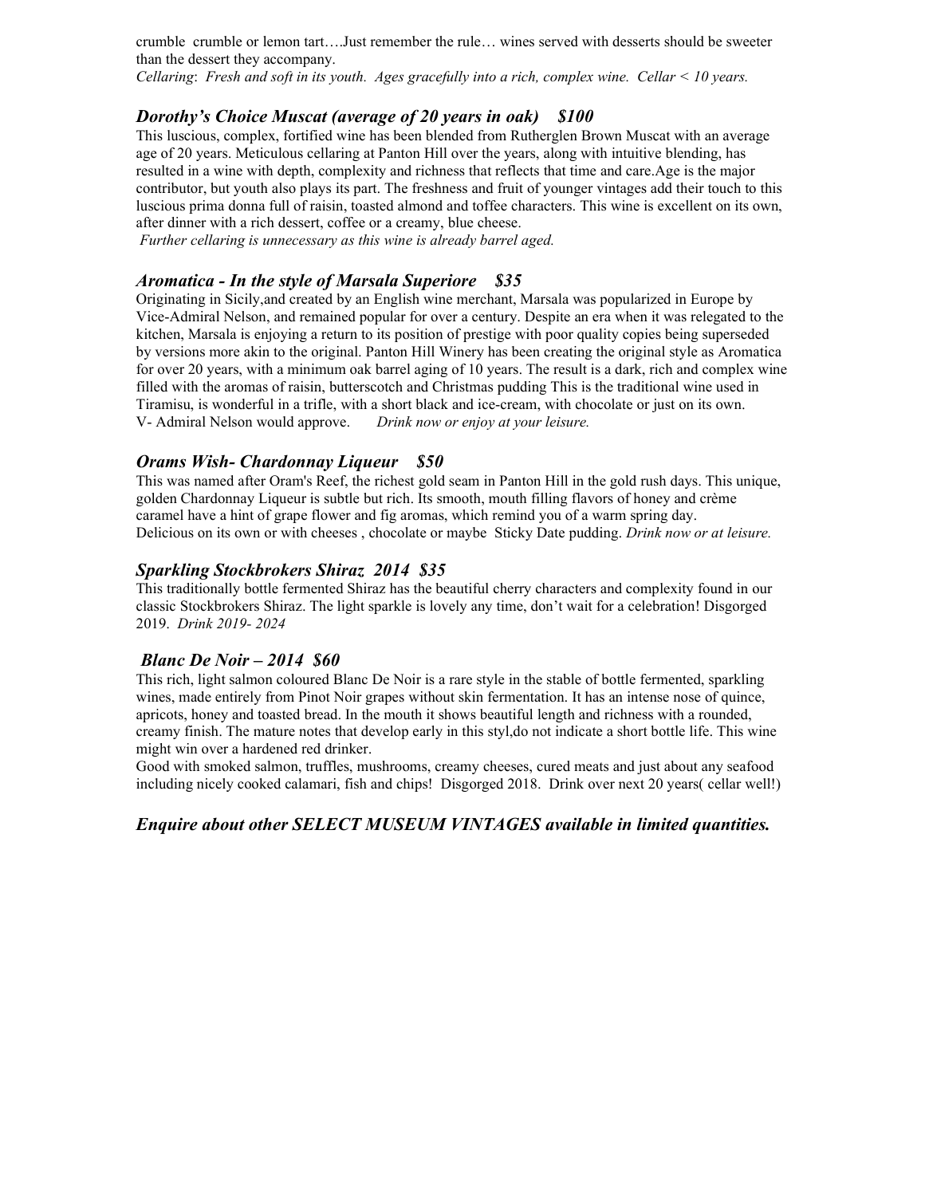crumble crumble or lemon tart….Just remember the rule… wines served with desserts should be sweeter than the dessert they accompany.
*Cellaring*: *Fresh and soft in its youth. Ages gracefully into a rich, complex wine. Cellar < 10 years.*

### *Dorothy's Choice Muscat (average of 20 years in oak) $100*

This luscious, complex, fortified wine has been blended from Rutherglen Brown Muscat with an average age of 20 years. Meticulous cellaring at Panton Hill over the years, along with intuitive blending, has resulted in a wine with depth, complexity and richness that reflects that time and care.Age is the major contributor, but youth also plays its part. The freshness and fruit of younger vintages add their touch to this luscious prima donna full of raisin, toasted almond and toffee characters. This wine is excellent on its own, after dinner with a rich dessert, coffee or a creamy, blue cheese.
*Further cellaring is unnecessary as this wine is already barrel aged.*

### *Aromatica - In the style of Marsala Superiore $35*

Originating in Sicily,and created by an English wine merchant, Marsala was popularized in Europe by Vice-Admiral Nelson, and remained popular for over a century. Despite an era when it was relegated to the kitchen, Marsala is enjoying a return to its position of prestige with poor quality copies being superseded by versions more akin to the original. Panton Hill Winery has been creating the original style as Aromatica for over 20 years, with a minimum oak barrel aging of 10 years. The result is a dark, rich and complex wine filled with the aromas of raisin, butterscotch and Christmas pudding This is the traditional wine used in Tiramisu, is wonderful in a trifle, with a short black and ice-cream, with chocolate or just on its own. V- Admiral Nelson would approve. *Drink now or enjoy at your leisure.*

### *Orams Wish- Chardonnay Liqueur $50*

This was named after Oram's Reef, the richest gold seam in Panton Hill in the gold rush days. This unique, golden Chardonnay Liqueur is subtle but rich. Its smooth, mouth filling flavors of honey and crème caramel have a hint of grape flower and fig aromas, which remind you of a warm spring day.
Delicious on its own or with cheeses , chocolate or maybe Sticky Date pudding. *Drink now or at leisure.*

### *Sparkling Stockbrokers Shiraz 2014 $35*

This traditionally bottle fermented Shiraz has the beautiful cherry characters and complexity found in our classic Stockbrokers Shiraz. The light sparkle is lovely any time, don't wait for a celebration! Disgorged 2019. *Drink 2019- 2024*

### *Blanc De Noir – 2014 $60*

This rich, light salmon coloured Blanc De Noir is a rare style in the stable of bottle fermented, sparkling wines, made entirely from Pinot Noir grapes without skin fermentation. It has an intense nose of quince, apricots, honey and toasted bread. In the mouth it shows beautiful length and richness with a rounded, creamy finish. The mature notes that develop early in this styl,do not indicate a short bottle life. This wine might win over a hardened red drinker.
Good with smoked salmon, truffles, mushrooms, creamy cheeses, cured meats and just about any seafood including nicely cooked calamari, fish and chips! Disgorged 2018. Drink over next 20 years( cellar well!)

### *Enquire about other SELECT MUSEUM VINTAGES available in limited quantities.*